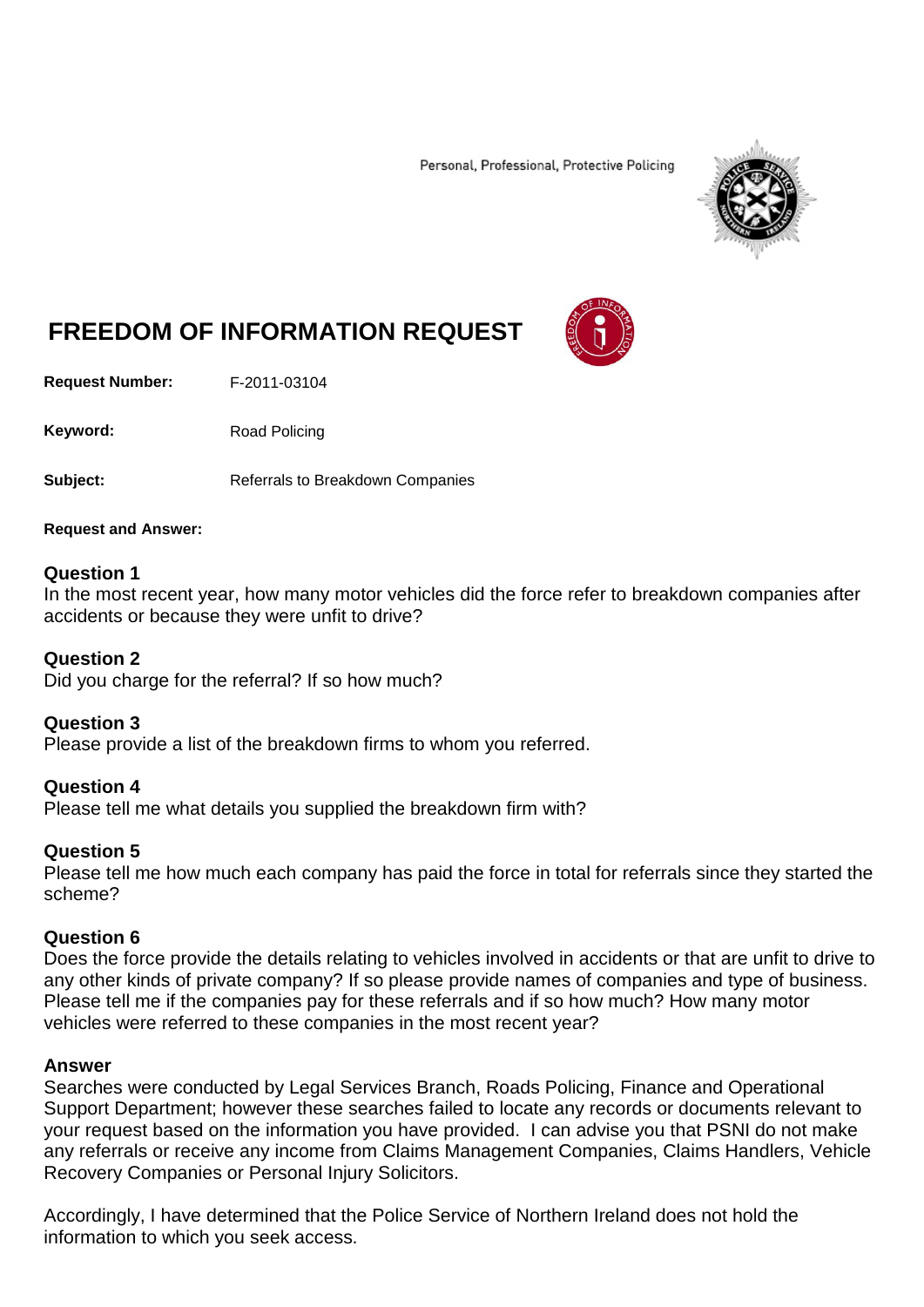Personal, Professional, Protective Policing

# FREEDOM OF INFORMATION REQUEST

**Request Number:** F-2011-03104

**Keyword:** Road Policing

**Subject:** Referrals to Breakdown Companies

**Request and Answer:**

### Question 1
In the most recent year, how many motor vehicles did the force refer to breakdown companies after accidents or because they were unfit to drive?

### Question 2
Did you charge for the referral? If so how much?

### Question 3
Please provide a list of the breakdown firms to whom you referred.

### Question 4
Please tell me what details you supplied the breakdown firm with?

### Question 5
Please tell me how much each company has paid the force in total for referrals since they started the scheme?

### Question 6
Does the force provide the details relating to vehicles involved in accidents or that are unfit to drive to any other kinds of private company? If so please provide names of companies and type of business. Please tell me if the companies pay for these referrals and if so how much? How many motor vehicles were referred to these companies in the most recent year?

### Answer
Searches were conducted by Legal Services Branch, Roads Policing, Finance and Operational Support Department; however these searches failed to locate any records or documents relevant to your request based on the information you have provided. I can advise you that PSNI do not make any referrals or receive any income from Claims Management Companies, Claims Handlers, Vehicle Recovery Companies or Personal Injury Solicitors.

Accordingly, I have determined that the Police Service of Northern Ireland does not hold the information to which you seek access.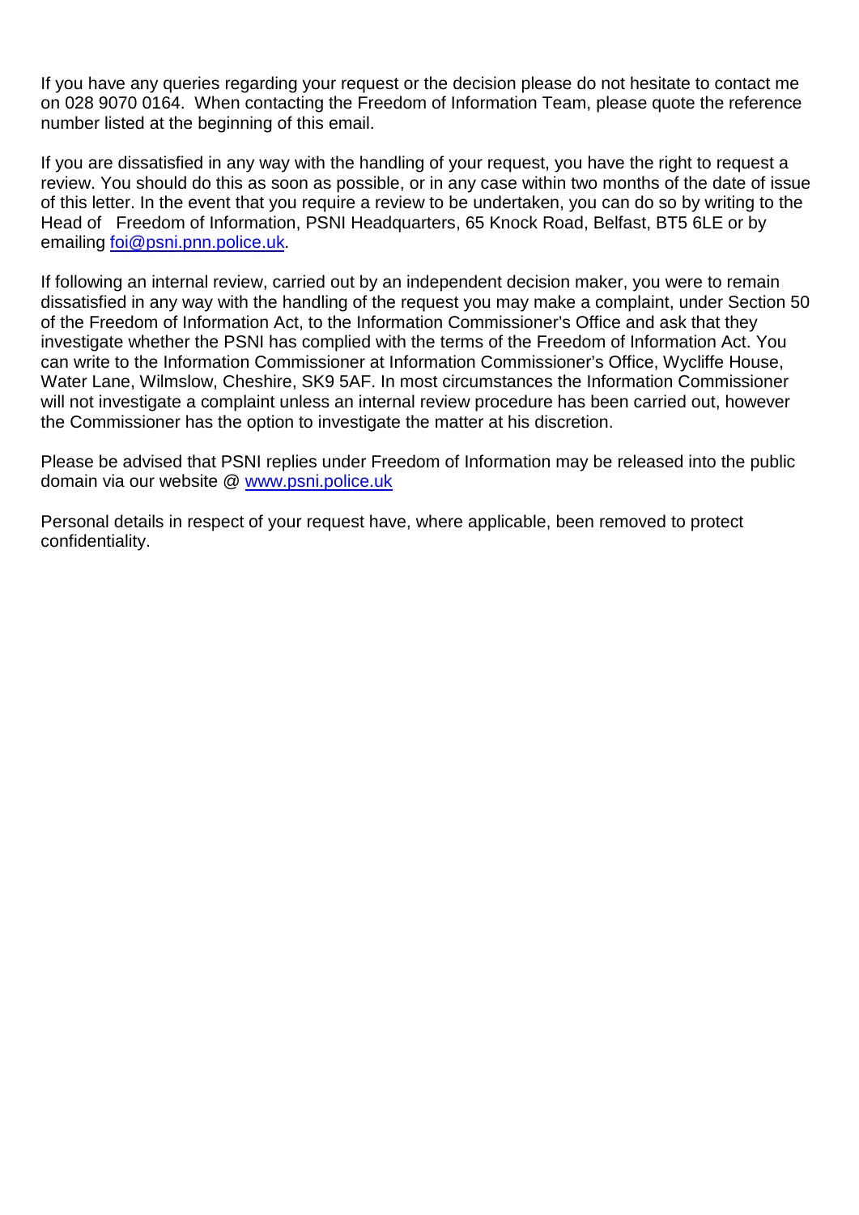If you have any queries regarding your request or the decision please do not hesitate to contact me on 028 9070 0164. When contacting the Freedom of Information Team, please quote the reference number listed at the beginning of this email.

If you are dissatisfied in any way with the handling of your request, you have the right to request a review. You should do this as soon as possible, or in any case within two months of the date of issue of this letter. In the event that you require a review to be undertaken, you can do so by writing to the Head of Freedom of Information, PSNI Headquarters, 65 Knock Road, Belfast, BT5 6LE or by emailing [foi@psni.pnn.police.uk](mailto:foi@psni.pnn.police.uk).

If following an internal review, carried out by an independent decision maker, you were to remain dissatisfied in any way with the handling of the request you may make a complaint, under Section 50 of the Freedom of Information Act, to the Information Commissioner's Office and ask that they investigate whether the PSNI has complied with the terms of the Freedom of Information Act. You can write to the Information Commissioner at Information Commissioner's Office, Wycliffe House, Water Lane, Wilmslow, Cheshire, SK9 5AF. In most circumstances the Information Commissioner will not investigate a complaint unless an internal review procedure has been carried out, however the Commissioner has the option to investigate the matter at his discretion.

Please be advised that PSNI replies under Freedom of Information may be released into the public domain via our website @ [www.psni.police.uk](http://www.psni.police.uk)

Personal details in respect of your request have, where applicable, been removed to protect confidentiality.